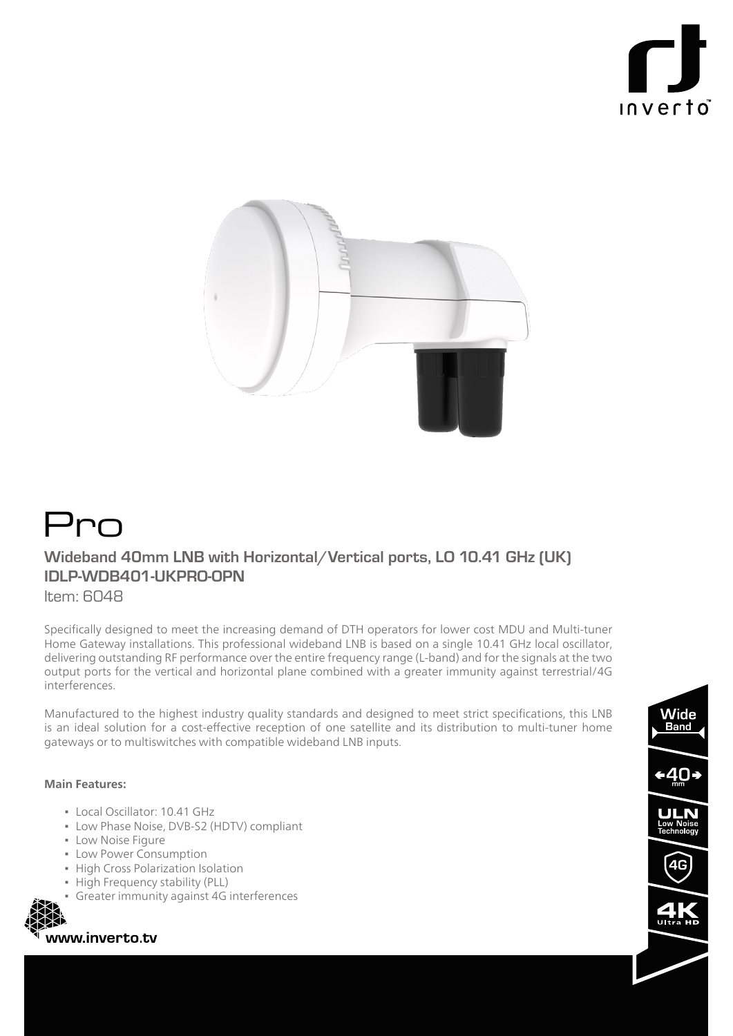# Pro

## Wideband 40mm LNB with Horizontal/Vertical ports, LO 10.41 GHz (UK)
## IDLP-WDB401-UKPRO-OPN

Item: 6048

Specifically designed to meet the increasing demand of DTH operators for lower cost MDU and Multi-tuner Home Gateway installations. This professional wideband LNB is based on a single 10.41 GHz local oscillator, delivering outstanding RF performance over the entire frequency range (L-band) and for the signals at the two output ports for the vertical and horizontal plane combined with a greater immunity against terrestrial/4G interferences.

Manufactured to the highest industry quality standards and designed to meet strict specifications, this LNB is an ideal solution for a cost-effective reception of one satellite and its distribution to multi-tuner home gateways or to multiswitches with compatible wideband LNB inputs.

**Main Features:**

- Local Oscillator: 10.41 GHz
- Low Phase Noise, DVB-S2 (HDTV) compliant
- Low Noise Figure
- Low Power Consumption
- High Cross Polarization Isolation
- High Frequency stability (PLL)
- Greater immunity against 4G interferences

www.inverto.tv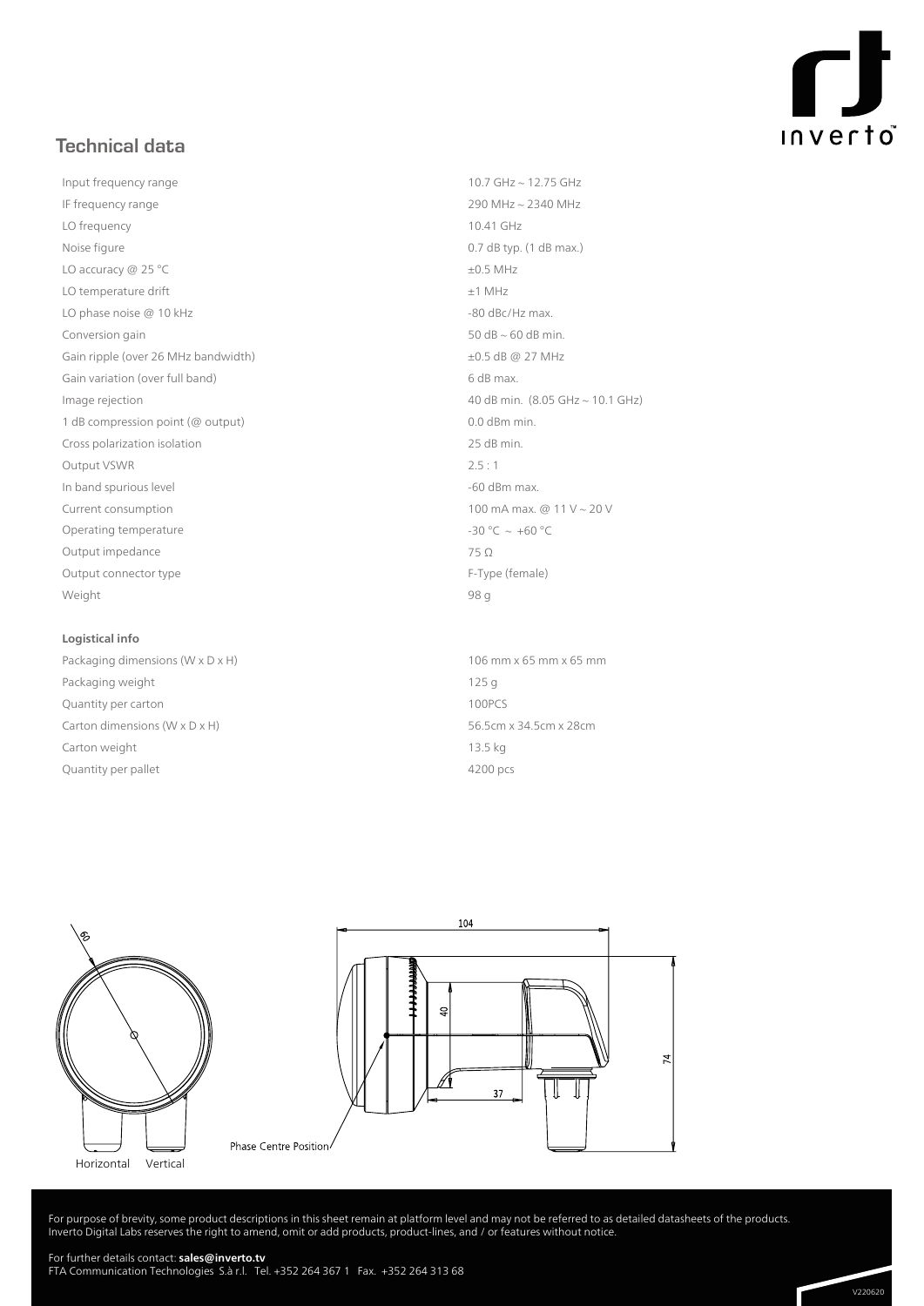## Technical data

| | |
|---|---|
| Input frequency range | 10.7 GHz ~ 12.75 GHz |
| IF frequency range | 290 MHz ~ 2340 MHz |
| LO frequency | 10.41 GHz |
| Noise figure | 0.7 dB typ. (1 dB max.) |
| LO accuracy @ 25 °C | ±0.5 MHz |
| LO temperature drift | ±1 MHz |
| LO phase noise @ 10 kHz | -80 dBc/Hz max. |
| Conversion gain | 50 dB ~ 60 dB min. |
| Gain ripple (over 26 MHz bandwidth) | ±0.5 dB @ 27 MHz |
| Gain variation (over full band) | 6 dB max. |
| Image rejection | 40 dB min. (8.05 GHz ~ 10.1 GHz) |
| 1 dB compression point (@ output) | 0.0 dBm min. |
| Cross polarization isolation | 25 dB min. |
| Output VSWR | 2.5 : 1 |
| In band spurious level | -60 dBm max. |
| Current consumption | 100 mA max. @ 11 V ~ 20 V |
| Operating temperature | -30 °C ~ +60 °C |
| Output impedance | 75 Ω |
| Output connector type | F-Type (female) |
| Weight | 98 g |

**Logistical info**

| | |
|---|---|
| Packaging dimensions (W x D x H) | 106 mm x 65 mm x 65 mm |
| Packaging weight | 125 g |
| Quantity per carton | 100PCS |
| Carton dimensions (W x D x H) | 56.5cm x 34.5cm x 28cm |
| Carton weight | 13.5 kg |
| Quantity per pallet | 4200 pcs |

60

Horizontal Vertical

Phase Centre Position

104

40

37

74

For purpose of brevity, some product descriptions in this sheet remain at platform level and may not be referred to as detailed datasheets of the products. Inverto Digital Labs reserves the right to amend, omit or add products, product-lines, and / or features without notice.

For further details contact: **sales@inverto.tv**
FTA Communication Technologies S.à r.l. Tel. +352 264 367 1 Fax. +352 264 313 68

V220620